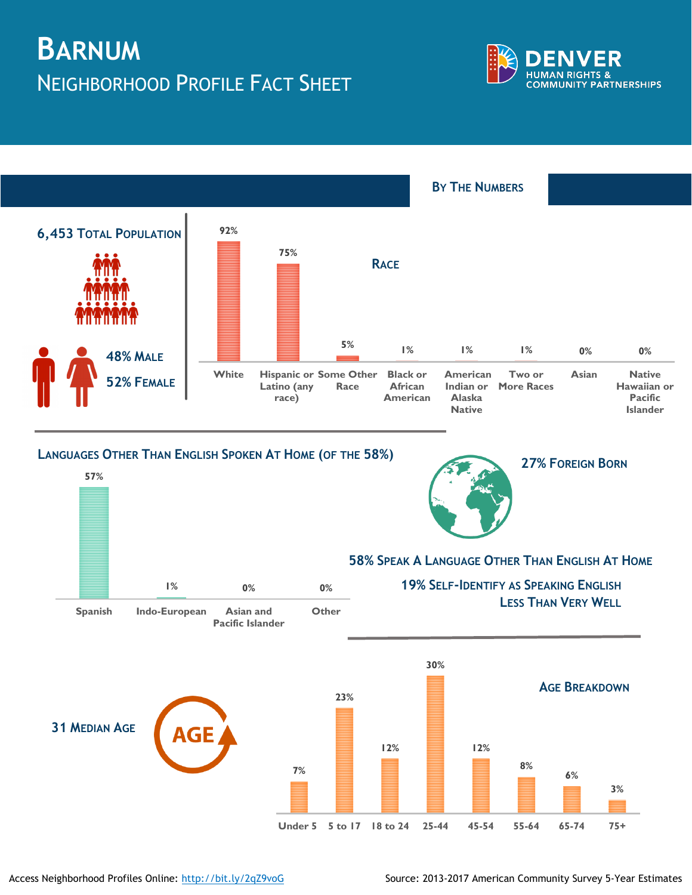# Barnum

## Neighborhood Profile Fact Sheet

DENVER HUMAN RIGHTS & COMMUNITY PARTNERSHIPS

## By The Numbers

**6,453 Total Population**

**48% Male**

**52% Female**

### Race

| Race | Percent |
|---|---|
| White | 92% |
| Hispanic or Latino (any race) | 75% |
| Some Other Race | 5% |
| Black or African American | 1% |
| American Indian or Alaska Native | 1% |
| Two or More Races | 1% |
| Asian | 0% |
| Native Hawaiian or Pacific Islander | 0% |

### Languages Other Than English Spoken At Home (of the 58%)

| Language | Percent |
|---|---|
| Spanish | 57% |
| Indo-European | 1% |
| Asian and Pacific Islander | 0% |
| Other | 0% |

**27% Foreign Born**

**58% Speak A Language Other Than English At Home**

**19% Self-Identify As Speaking English Less Than Very Well**

**31 Median Age**

### Age Breakdown

| Age | Percent |
|---|---|
| Under 5 | 7% |
| 5 to 17 | 23% |
| 18 to 24 | 12% |
| 25-44 | 30% |
| 45-54 | 12% |
| 55-64 | 8% |
| 65-74 | 6% |
| 75+ | 3% |

Access Neighborhood Profiles Online: http://bit.ly/2qZ9voG

Source: 2013-2017 American Community Survey 5-Year Estimates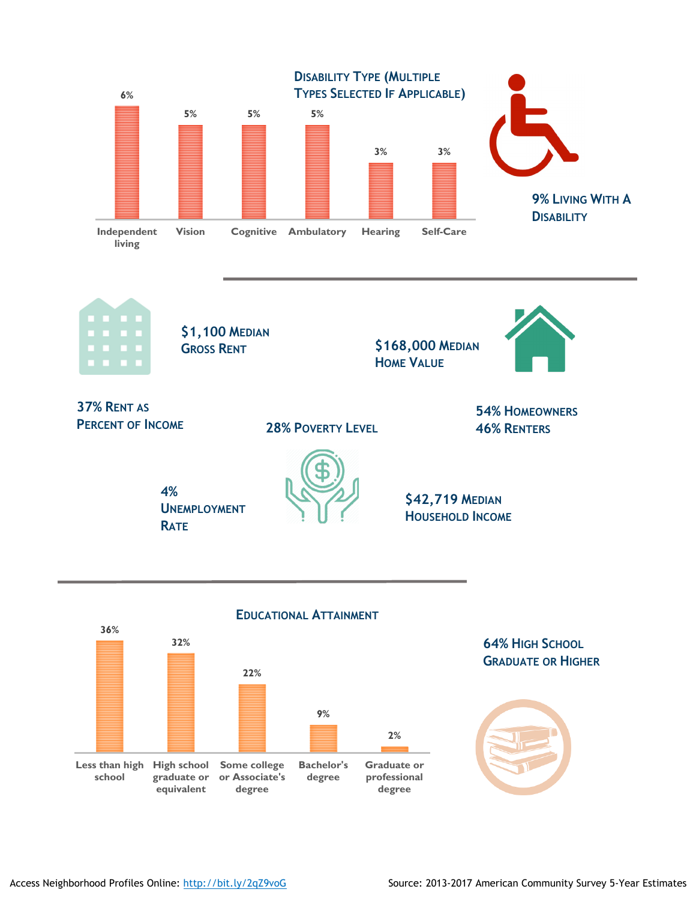## Disability Type (Multiple Types Selected If Applicable)

6%
5%
5%
5%
3%
3%

Independent living
Vision
Cognitive
Ambulatory
Hearing
Self-Care

**9% Living With A Disability**

**$1,100 Median Gross Rent**

**$168,000 Median Home Value**

**37% Rent as Percent of Income**

**28% Poverty Level**

**54% Homeowners**
**46% Renters**

**4% Unemployment Rate**

**$42,719 Median Household Income**

## Educational Attainment

36%
32%
22%
9%
2%

Less than high school
High school graduate or equivalent
Some college or Associate's degree
Bachelor's degree
Graduate or professional degree

**64% High School Graduate or Higher**

Access Neighborhood Profiles Online: http://bit.ly/2qZ9voG

Source: 2013-2017 American Community Survey 5-Year Estimates